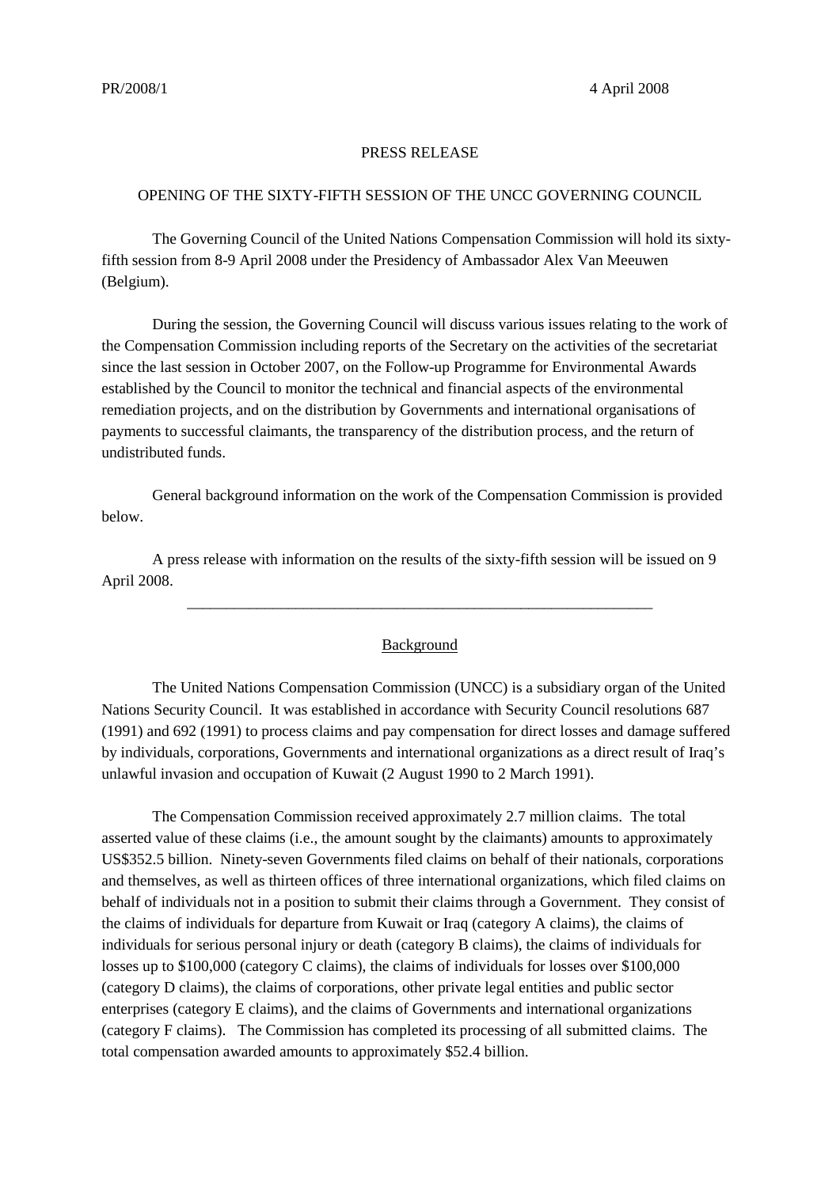PR/2008/1 4 April 2008

PRESS RELEASE

OPENING OF THE SIXTY-FIFTH SESSION OF THE UNCC GOVERNING COUNCIL

The Governing Council of the United Nations Compensation Commission will hold its sixty-fifth session from 8-9 April 2008 under the Presidency of Ambassador Alex Van Meeuwen (Belgium).

During the session, the Governing Council will discuss various issues relating to the work of the Compensation Commission including reports of the Secretary on the activities of the secretariat since the last session in October 2007, on the Follow-up Programme for Environmental Awards established by the Council to monitor the technical and financial aspects of the environmental remediation projects, and on the distribution by Governments and international organisations of payments to successful claimants, the transparency of the distribution process, and the return of undistributed funds.

General background information on the work of the Compensation Commission is provided below.

A press release with information on the results of the sixty-fifth session will be issued on 9 April 2008.

---

Background

The United Nations Compensation Commission (UNCC) is a subsidiary organ of the United Nations Security Council. It was established in accordance with Security Council resolutions 687 (1991) and 692 (1991) to process claims and pay compensation for direct losses and damage suffered by individuals, corporations, Governments and international organizations as a direct result of Iraq's unlawful invasion and occupation of Kuwait (2 August 1990 to 2 March 1991).

The Compensation Commission received approximately 2.7 million claims. The total asserted value of these claims (i.e., the amount sought by the claimants) amounts to approximately US$352.5 billion. Ninety-seven Governments filed claims on behalf of their nationals, corporations and themselves, as well as thirteen offices of three international organizations, which filed claims on behalf of individuals not in a position to submit their claims through a Government. They consist of the claims of individuals for departure from Kuwait or Iraq (category A claims), the claims of individuals for serious personal injury or death (category B claims), the claims of individuals for losses up to $100,000 (category C claims), the claims of individuals for losses over $100,000 (category D claims), the claims of corporations, other private legal entities and public sector enterprises (category E claims), and the claims of Governments and international organizations (category F claims). The Commission has completed its processing of all submitted claims. The total compensation awarded amounts to approximately $52.4 billion.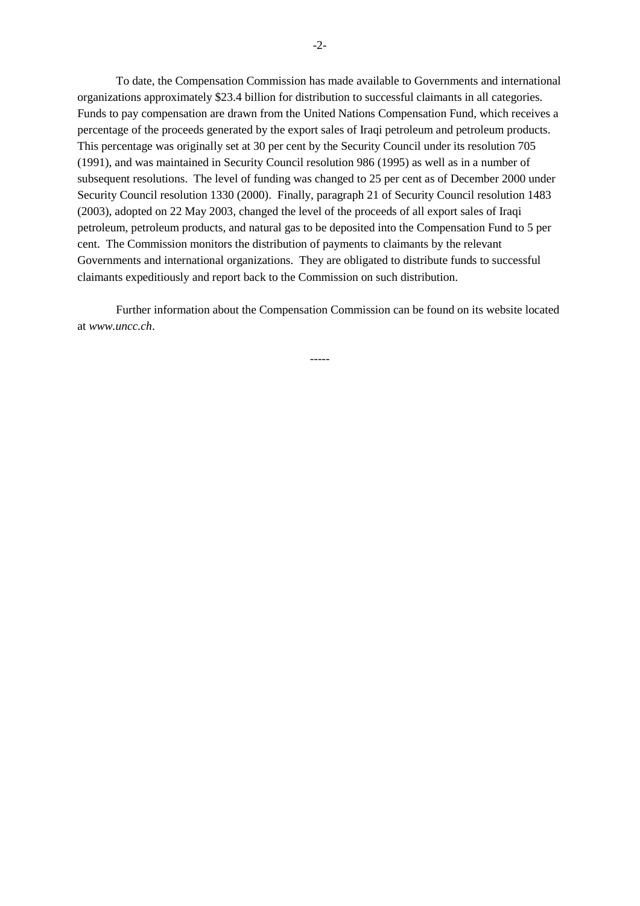To date, the Compensation Commission has made available to Governments and international organizations approximately $23.4 billion for distribution to successful claimants in all categories. Funds to pay compensation are drawn from the United Nations Compensation Fund, which receives a percentage of the proceeds generated by the export sales of Iraqi petroleum and petroleum products. This percentage was originally set at 30 per cent by the Security Council under its resolution 705 (1991), and was maintained in Security Council resolution 986 (1995) as well as in a number of subsequent resolutions. The level of funding was changed to 25 per cent as of December 2000 under Security Council resolution 1330 (2000). Finally, paragraph 21 of Security Council resolution 1483 (2003), adopted on 22 May 2003, changed the level of the proceeds of all export sales of Iraqi petroleum, petroleum products, and natural gas to be deposited into the Compensation Fund to 5 per cent. The Commission monitors the distribution of payments to claimants by the relevant Governments and international organizations. They are obligated to distribute funds to successful claimants expeditiously and report back to the Commission on such distribution.

Further information about the Compensation Commission can be found on its website located at *www.uncc.ch*.

-----